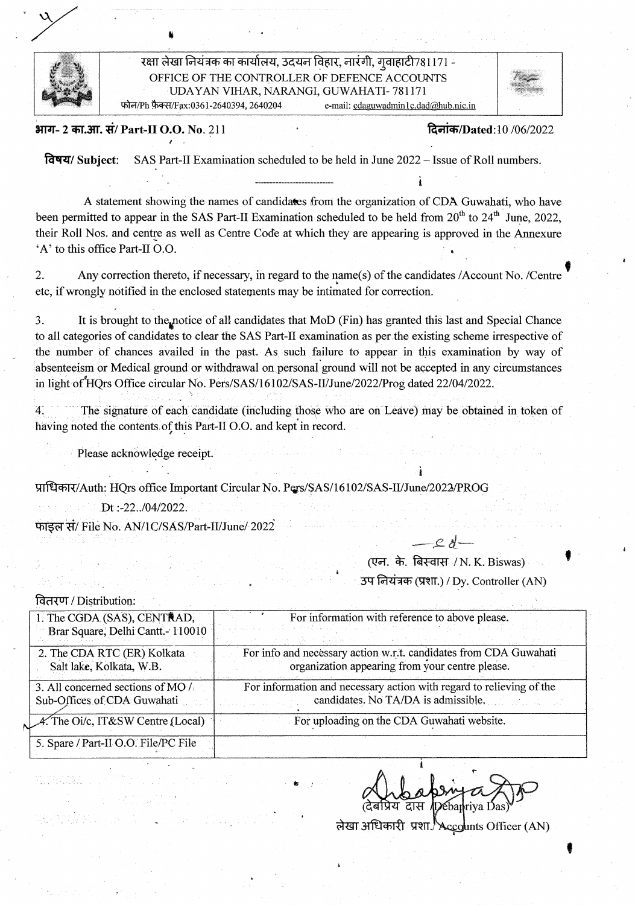रक्षा लेखा नियंत्रक का कार्यालय, उदयन विहार, नारंगी, गुवाहाटी781171 -
OFFICE OF THE CONTROLLER OF DEFENCE ACCOUNTS
UDAYAN VIHAR, NARANGI, GUWAHATI- 781171
फोन/Ph फैक्स/Fax:0361-2640394, 2640204 e-mail: cdaguwadmin1c.dad@hub.nic.in

**भाग- 2 का.आ. सं/ Part-II O.O. No.** 211 **दिनांक/Dated:**10 /06/2022

**विषय/ Subject:** SAS Part-II Examination scheduled to be held in June 2022 – Issue of Roll numbers.

---

A statement showing the names of candidates from the organization of CDA Guwahati, who have been permitted to appear in the SAS Part-II Examination scheduled to be held from 20th to 24th June, 2022, their Roll Nos. and centre as well as Centre Code at which they are appearing is approved in the Annexure 'A' to this office Part-II O.O.

2. Any correction thereto, if necessary, in regard to the name(s) of the candidates /Account No. /Centre etc, if wrongly notified in the enclosed statements may be intimated for correction.

3. It is brought to the notice of all candidates that MoD (Fin) has granted this last and Special Chance to all categories of candidates to clear the SAS Part-II examination as per the existing scheme irrespective of the number of chances availed in the past. As such failure to appear in this examination by way of absenteeism or Medical ground or withdrawal on personal ground will not be accepted in any circumstances in light of HQrs Office circular No. Pers/SAS/16102/SAS-II/June/2022/Prog dated 22/04/2022.

4. The signature of each candidate (including those who are on Leave) may be obtained in token of having noted the contents of this Part-II O.O. and kept in record.

Please acknowledge receipt.

प्राधिकार/Auth: HQrs office Important Circular No. Pers/SAS/16102/SAS-II/June/2022/PROG
Dt :-22../04/2022.

फाइल सं/ File No. AN/1C/SAS/Part-II/June/ 2022

Sd/-
(एन. के. बिस्वास / N. K. Biswas)
उप नियंत्रक (प्रशा.) / Dy. Controller (AN)

वितरण / Distribution:

| | |
|---|---|
| 1. The CGDA (SAS), CENTRAD, Brar Square, Delhi Cantt.- 110010 | For information with reference to above please. |
| 2. The CDA RTC (ER) Kolkata Salt lake, Kolkata, W.B. | For info and necessary action w.r.t. candidates from CDA Guwahati organization appearing from your centre please. |
| 3. All concerned sections of MO / Sub-Offices of CDA Guwahati | For information and necessary action with regard to relieving of the candidates. No TA/DA is admissible. |
| 4. The Oi/c, IT&SW Centre (Local) | For uploading on the CDA Guwahati website. |
| 5. Spare / Part-II O.O. File/PC File | |

Debapriya Das
(देबप्रिय दास / Debapriya Das)
लेखा अधिकारी प्रशा./ Accounts Officer (AN)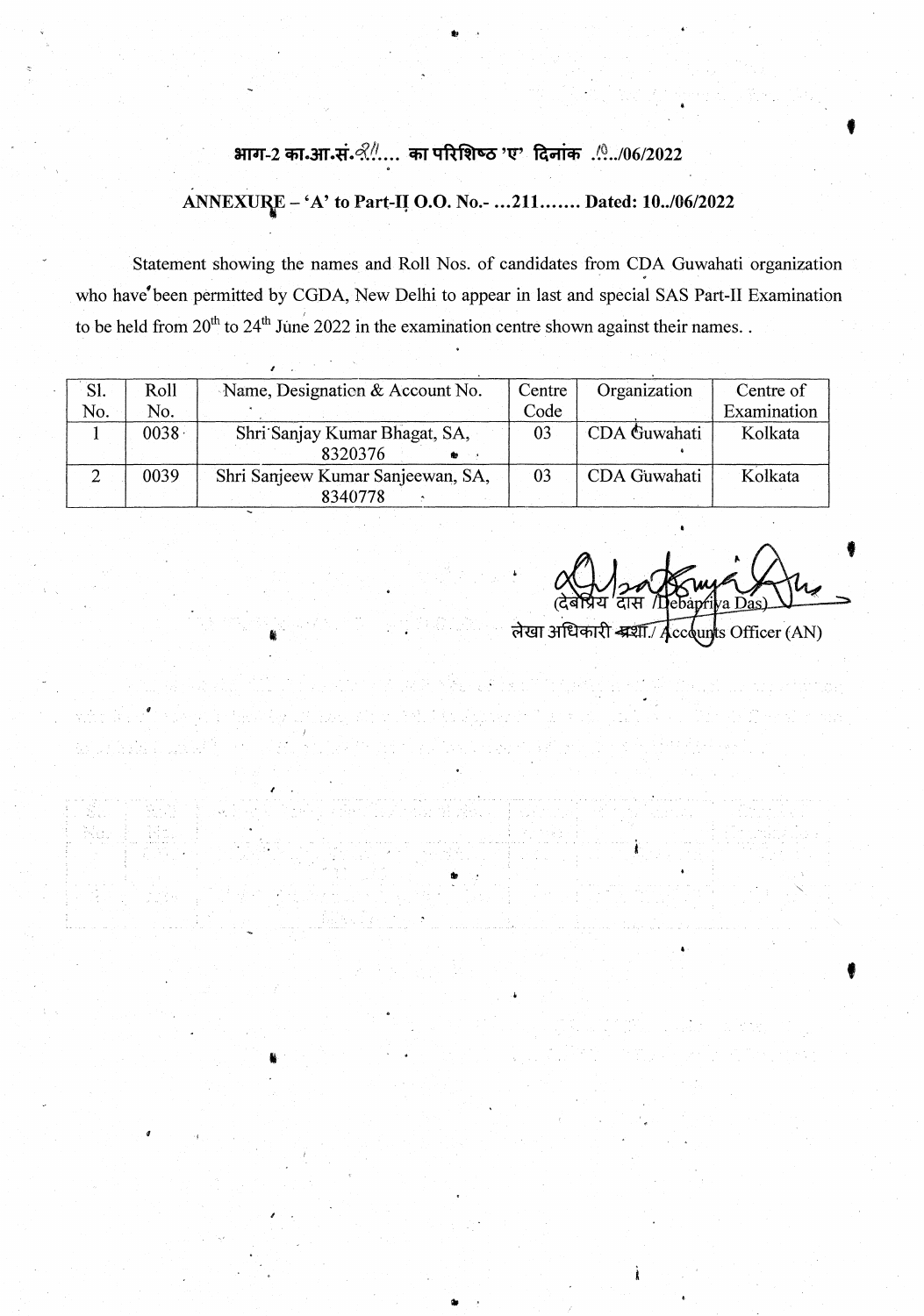भाग-2 का.आ.सं.211..... का परिशिष्ट 'ए' दिनांक .10../06/2022

**ANNEXURE – 'A' to Part-II O.O. No.- ...211....... Dated: 10../06/2022**

Statement showing the names and Roll Nos. of candidates from CDA Guwahati organization who have been permitted by CGDA, New Delhi to appear in last and special SAS Part-II Examination to be held from 20th to 24th June 2022 in the examination centre shown against their names. .

| Sl. No. | Roll No. | Name, Designation & Account No. | Centre Code | Organization | Centre of Examination |
|---|---|---|---|---|---|
| 1 | 0038 | Shri Sanjay Kumar Bhagat, SA, 8320376 | 03 | CDA Guwahati | Kolkata |
| 2 | 0039 | Shri Sanjeew Kumar Sanjeewan, SA, 8340778 | 03 | CDA Guwahati | Kolkata |

(देबप्रिय दास /Debapriya Das)
लेखा अधिकारी प्रशा./ Accounts Officer (AN)